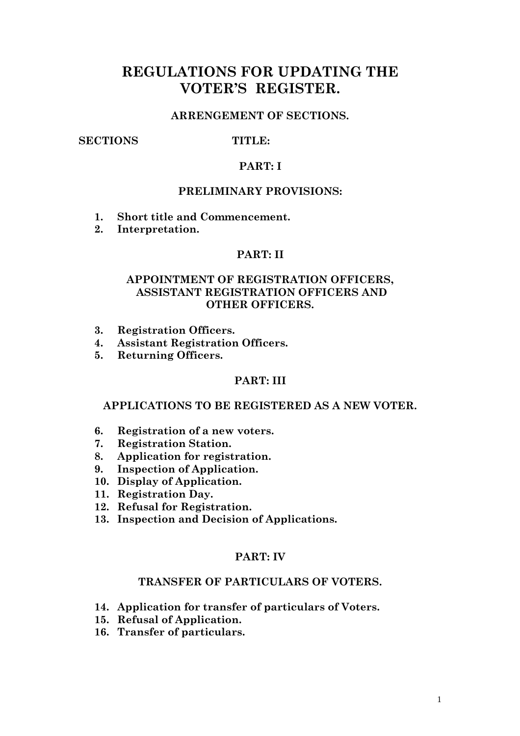# REGULATIONS FOR UPDATING THE VOTER'S REGISTER.

## ARRENGEMENT OF SECTIONS.

**SECTIONS** **TITLE:**

### PART: I

### PRELIMINARY PROVISIONS:

1. **Short title and Commencement.**
2. **Interpretation.**

### PART: II

### APPOINTMENT OF REGISTRATION OFFICERS, ASSISTANT REGISTRATION OFFICERS AND OTHER OFFICERS.

3. **Registration Officers.**
4. **Assistant Registration Officers.**
5. **Returning Officers.**

### PART: III

### APPLICATIONS TO BE REGISTERED AS A NEW VOTER.

6. **Registration of a new voters.**
7. **Registration Station.**
8. **Application for registration.**
9. **Inspection of Application.**
10. **Display of Application.**
11. **Registration Day.**
12. **Refusal for Registration.**
13. **Inspection and Decision of Applications.**

### PART: IV

### TRANSFER OF PARTICULARS OF VOTERS.

14. **Application for transfer of particulars of Voters.**
15. **Refusal of Application.**
16. **Transfer of particulars.**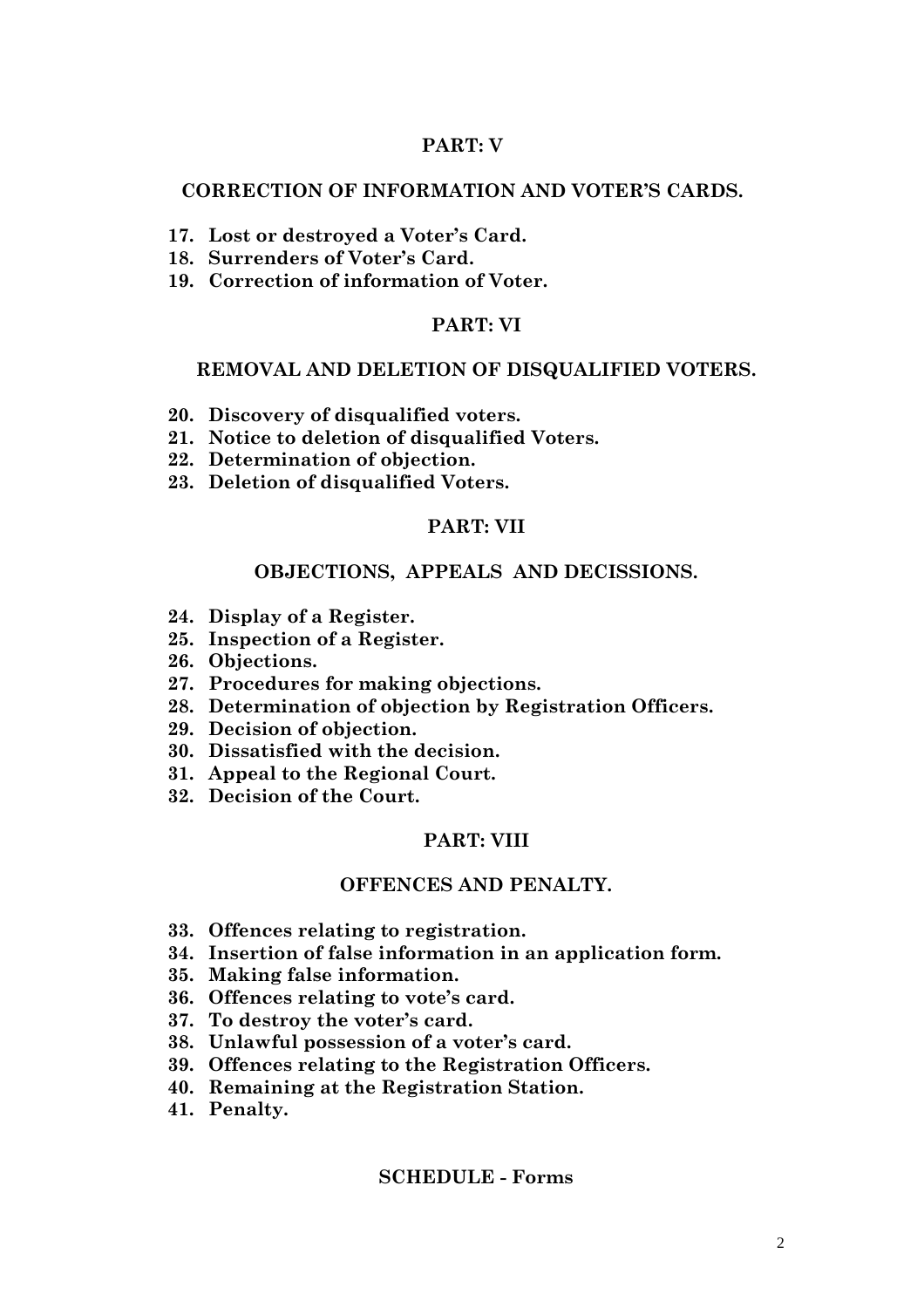## PART: V

### CORRECTION OF INFORMATION AND VOTER'S CARDS.

17. **Lost or destroyed a Voter's Card.**
18. **Surrenders of Voter's Card.**
19. **Correction of information of Voter.**

## PART: VI

### REMOVAL AND DELETION OF DISQUALIFIED VOTERS.

20. **Discovery of disqualified voters.**
21. **Notice to deletion of disqualified Voters.**
22. **Determination of objection.**
23. **Deletion of disqualified Voters.**

## PART: VII

### OBJECTIONS, APPEALS AND DECISSIONS.

24. **Display of a Register.**
25. **Inspection of a Register.**
26. **Objections.**
27. **Procedures for making objections.**
28. **Determination of objection by Registration Officers.**
29. **Decision of objection.**
30. **Dissatisfied with the decision.**
31. **Appeal to the Regional Court.**
32. **Decision of the Court.**

## PART: VIII

### OFFENCES AND PENALTY.

33. **Offences relating to registration.**
34. **Insertion of false information in an application form.**
35. **Making false information.**
36. **Offences relating to vote's card.**
37. **To destroy the voter's card.**
38. **Unlawful possession of a voter's card.**
39. **Offences relating to the Registration Officers.**
40. **Remaining at the Registration Station.**
41. **Penalty.**

### SCHEDULE - Forms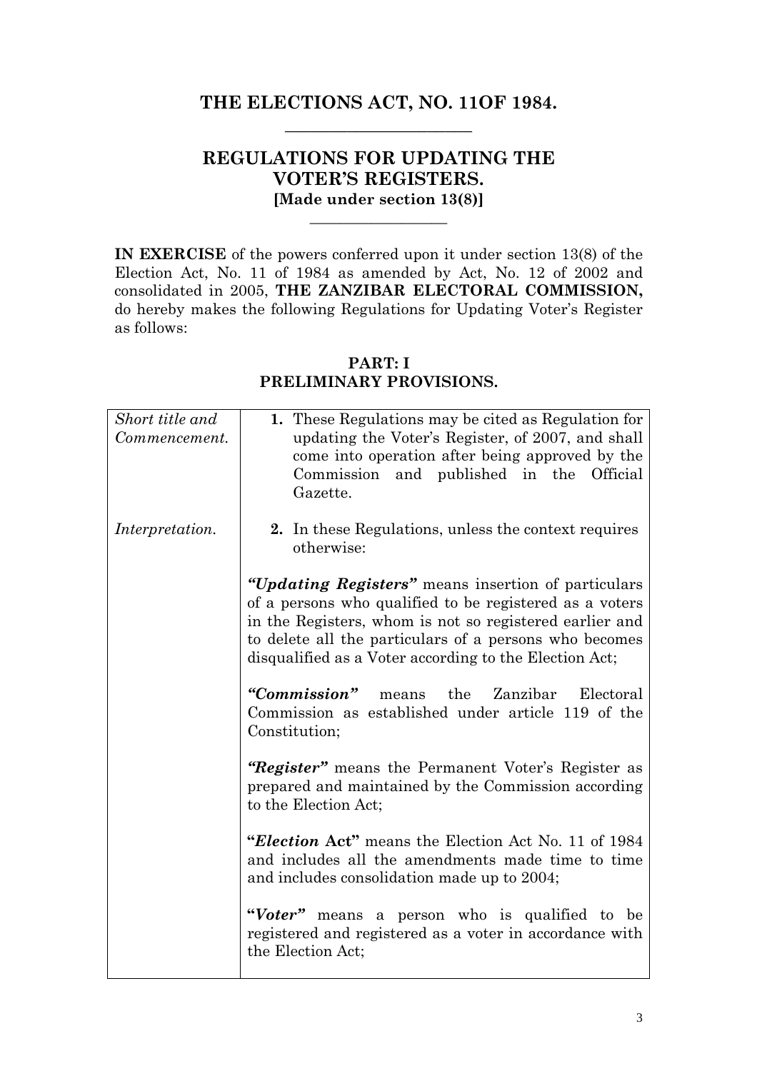# THE ELECTIONS ACT, NO. 11OF 1984.

## REGULATIONS FOR UPDATING THE VOTER'S REGISTERS.

**[Made under section 13(8)]**

**IN EXERCISE** of the powers conferred upon it under section 13(8) of the Election Act, No. 11 of 1984 as amended by Act, No. 12 of 2002 and consolidated in 2005, **THE ZANZIBAR ELECTORAL COMMISSION,** do hereby makes the following Regulations for Updating Voter's Register as follows:

## PART: I
## PRELIMINARY PROVISIONS.

| | |
|---|---|
| *Short title and Commencement.* | **1.** These Regulations may be cited as Regulation for updating the Voter's Register, of 2007, and shall come into operation after being approved by the Commission and published in the Official Gazette. |
| *Interpretation.* | **2.** In these Regulations, unless the context requires otherwise:<br><br>***"Updating Registers"*** means insertion of particulars of a persons who qualified to be registered as a voters in the Registers, whom is not so registered earlier and to delete all the particulars of a persons who becomes disqualified as a Voter according to the Election Act;<br><br>***"Commission"*** means the Zanzibar Electoral Commission as established under article 119 of the Constitution;<br><br>***"Register"*** means the Permanent Voter's Register as prepared and maintained by the Commission according to the Election Act;<br><br>**"*Election* Act"** means the Election Act No. 11 of 1984 and includes all the amendments made time to time and includes consolidation made up to 2004;<br><br>**"*Voter*"** means a person who is qualified to be registered and registered as a voter in accordance with the Election Act; |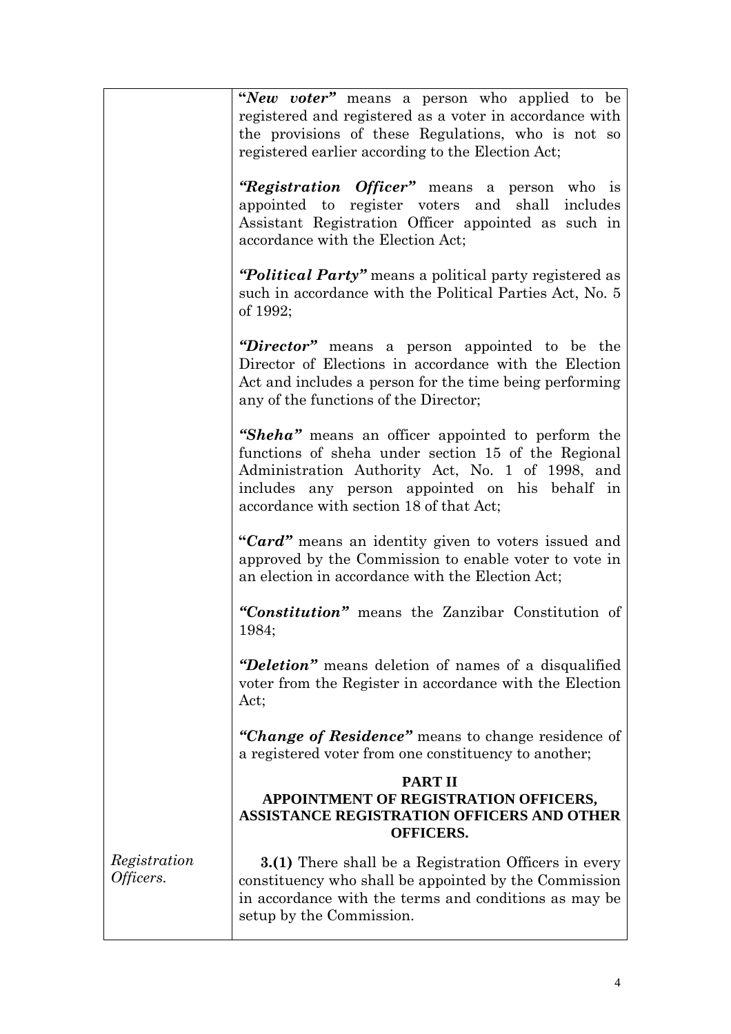"***New voter***" means a person who applied to be registered and registered as a voter in accordance with the provisions of these Regulations, who is not so registered earlier according to the Election Act;

"***Registration Officer***" means a person who is appointed to register voters and shall includes Assistant Registration Officer appointed as such in accordance with the Election Act;

"***Political Party***" means a political party registered as such in accordance with the Political Parties Act, No. 5 of 1992;

"***Director***" means a person appointed to be the Director of Elections in accordance with the Election Act and includes a person for the time being performing any of the functions of the Director;

"***Sheha***" means an officer appointed to perform the functions of sheha under section 15 of the Regional Administration Authority Act, No. 1 of 1998, and includes any person appointed on his behalf in accordance with section 18 of that Act;

"***Card***" means an identity given to voters issued and approved by the Commission to enable voter to vote in an election in accordance with the Election Act;

"***Constitution***" means the Zanzibar Constitution of 1984;

"***Deletion***" means deletion of names of a disqualified voter from the Register in accordance with the Election Act;

"***Change of Residence***" means to change residence of a registered voter from one constituency to another;

## PART II
## APPOINTMENT OF REGISTRATION OFFICERS, ASSISTANCE REGISTRATION OFFICERS AND OTHER OFFICERS.

*Registration Officers.*

**3.(1)** There shall be a Registration Officers in every constituency who shall be appointed by the Commission in accordance with the terms and conditions as may be setup by the Commission.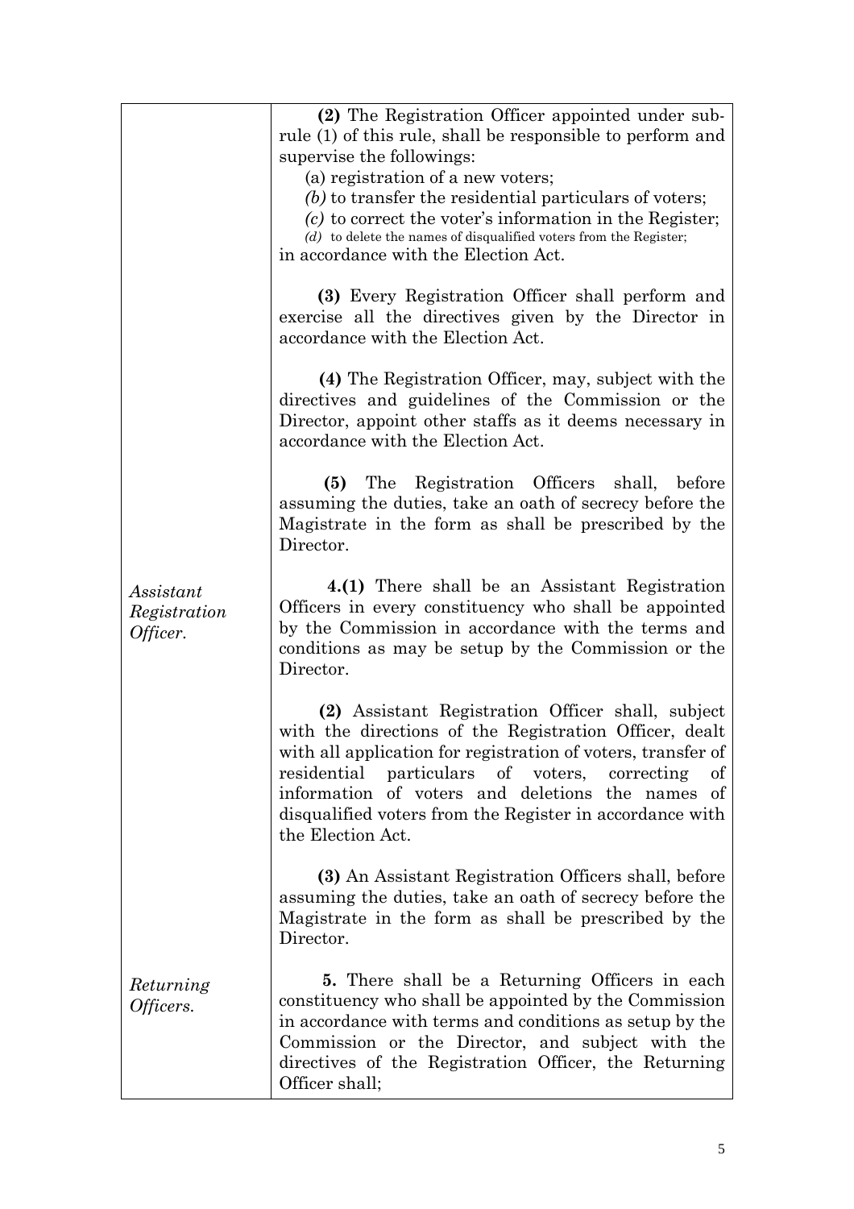**(2)** The Registration Officer appointed under sub-rule (1) of this rule, shall be responsible to perform and supervise the followings:

(a) registration of a new voters;

*(b)* to transfer the residential particulars of voters;

*(c)* to correct the voter's information in the Register;

*(d)* to delete the names of disqualified voters from the Register;

in accordance with the Election Act.

**(3)** Every Registration Officer shall perform and exercise all the directives given by the Director in accordance with the Election Act.

**(4)** The Registration Officer, may, subject with the directives and guidelines of the Commission or the Director, appoint other staffs as it deems necessary in accordance with the Election Act.

**(5)** The Registration Officers shall, before assuming the duties, take an oath of secrecy before the Magistrate in the form as shall be prescribed by the Director.

*Assistant Registration Officer.*

**4.(1)** There shall be an Assistant Registration Officers in every constituency who shall be appointed by the Commission in accordance with the terms and conditions as may be setup by the Commission or the Director.

**(2)** Assistant Registration Officer shall, subject with the directions of the Registration Officer, dealt with all application for registration of voters, transfer of residential particulars of voters, correcting of information of voters and deletions the names of disqualified voters from the Register in accordance with the Election Act.

**(3)** An Assistant Registration Officers shall, before assuming the duties, take an oath of secrecy before the Magistrate in the form as shall be prescribed by the Director.

*Returning Officers.*

**5.** There shall be a Returning Officers in each constituency who shall be appointed by the Commission in accordance with terms and conditions as setup by the Commission or the Director, and subject with the directives of the Registration Officer, the Returning Officer shall;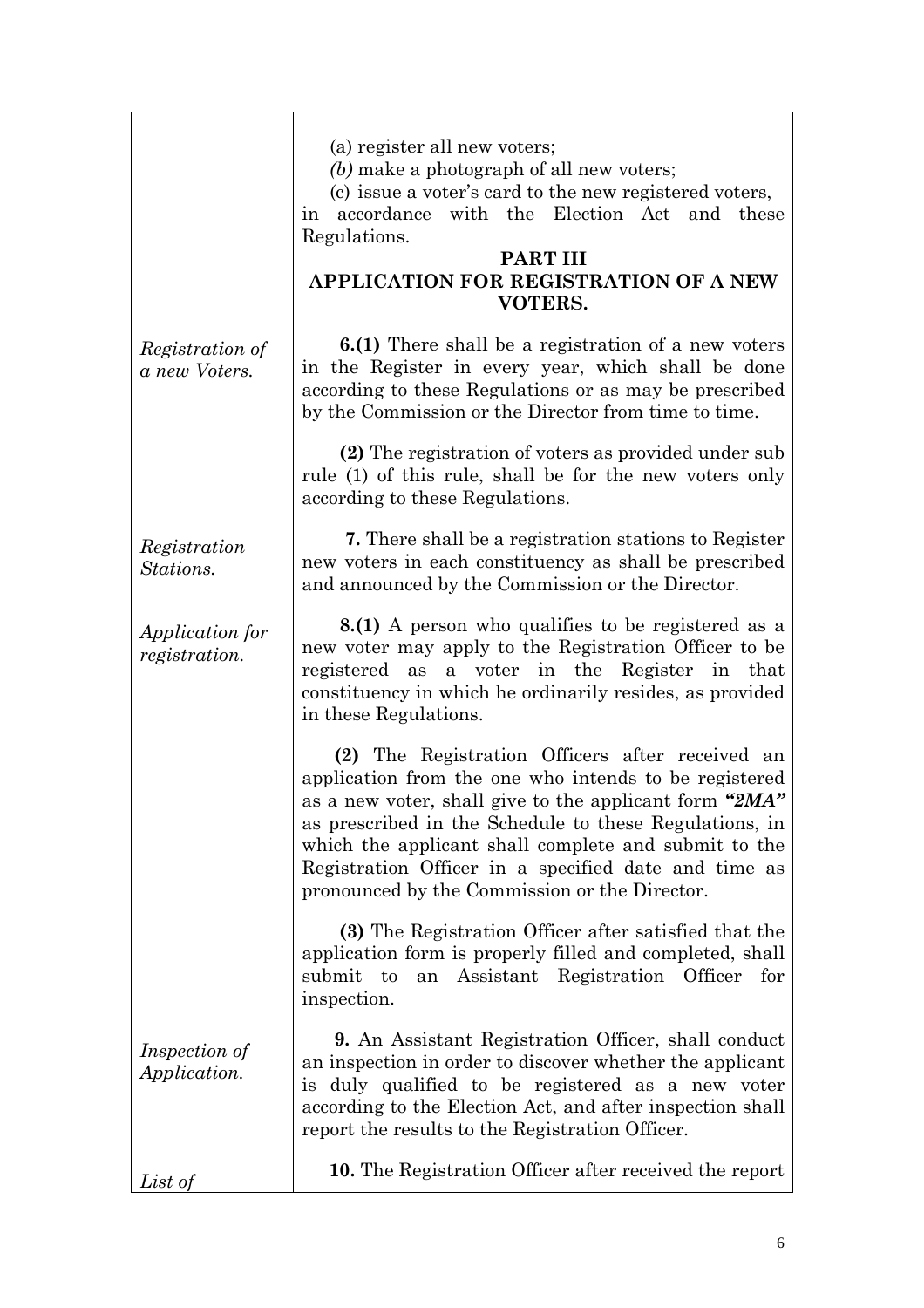(a) register all new voters;

*(b)* make a photograph of all new voters;

(c) issue a voter's card to the new registered voters,

in accordance with the Election Act and these Regulations.

## PART III
## APPLICATION FOR REGISTRATION OF A NEW VOTERS.

*Registration of a new Voters.*

**6.(1)** There shall be a registration of a new voters in the Register in every year, which shall be done according to these Regulations or as may be prescribed by the Commission or the Director from time to time.

**(2)** The registration of voters as provided under sub rule (1) of this rule, shall be for the new voters only according to these Regulations.

*Registration Stations.*

**7.** There shall be a registration stations to Register new voters in each constituency as shall be prescribed and announced by the Commission or the Director.

*Application for registration.*

**8.(1)** A person who qualifies to be registered as a new voter may apply to the Registration Officer to be registered as a voter in the Register in that constituency in which he ordinarily resides, as provided in these Regulations.

**(2)** The Registration Officers after received an application from the one who intends to be registered as a new voter, shall give to the applicant form ***"2MA"*** as prescribed in the Schedule to these Regulations, in which the applicant shall complete and submit to the Registration Officer in a specified date and time as pronounced by the Commission or the Director.

**(3)** The Registration Officer after satisfied that the application form is properly filled and completed, shall submit to an Assistant Registration Officer for inspection.

*Inspection of Application.*

**9.** An Assistant Registration Officer, shall conduct an inspection in order to discover whether the applicant is duly qualified to be registered as a new voter according to the Election Act, and after inspection shall report the results to the Registration Officer.

*List of*

**10.** The Registration Officer after received the report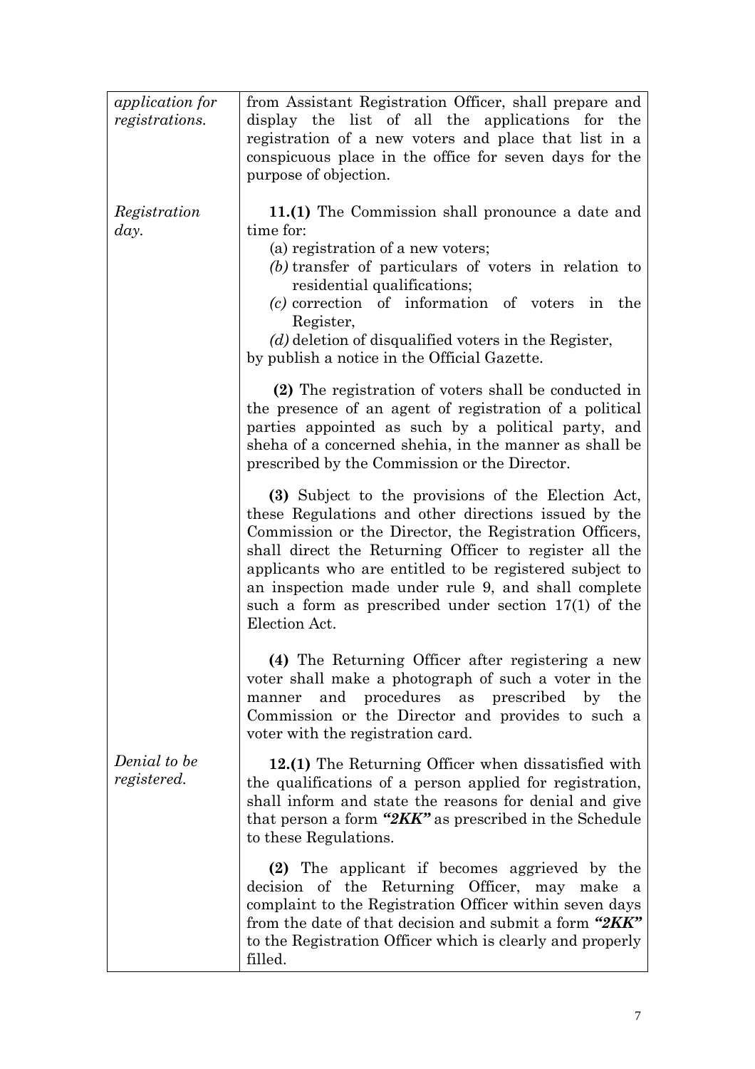| | |
|---|---|
| *application for registrations.* | from Assistant Registration Officer, shall prepare and display the list of all the applications for the registration of a new voters and place that list in a conspicuous place in the office for seven days for the purpose of objection. |
| *Registration day.* | **11.(1)** The Commission shall pronounce a date and time for:<br>(a) registration of a new voters;<br>*(b)* transfer of particulars of voters in relation to residential qualifications;<br>*(c)* correction of information of voters in the Register,<br>*(d)* deletion of disqualified voters in the Register,<br>by publish a notice in the Official Gazette.<br><br>**(2)** The registration of voters shall be conducted in the presence of an agent of registration of a political parties appointed as such by a political party, and sheha of a concerned shehia, in the manner as shall be prescribed by the Commission or the Director.<br><br>**(3)** Subject to the provisions of the Election Act, these Regulations and other directions issued by the Commission or the Director, the Registration Officers, shall direct the Returning Officer to register all the applicants who are entitled to be registered subject to an inspection made under rule 9, and shall complete such a form as prescribed under section 17(1) of the Election Act.<br><br>**(4)** The Returning Officer after registering a new voter shall make a photograph of such a voter in the manner and procedures as prescribed by the Commission or the Director and provides to such a voter with the registration card. |
| *Denial to be registered.* | **12.(1)** The Returning Officer when dissatisfied with the qualifications of a person applied for registration, shall inform and state the reasons for denial and give that person a form ***"2KK"*** as prescribed in the Schedule to these Regulations.<br><br>**(2)** The applicant if becomes aggrieved by the decision of the Returning Officer, may make a complaint to the Registration Officer within seven days from the date of that decision and submit a form ***"2KK"*** to the Registration Officer which is clearly and properly filled. |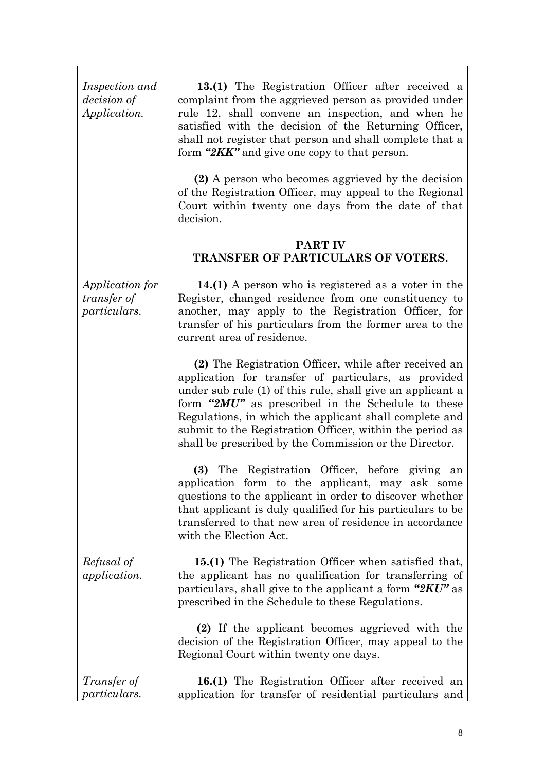*Inspection and decision of Application.*

**13.(1)** The Registration Officer after received a complaint from the aggrieved person as provided under rule 12, shall convene an inspection, and when he satisfied with the decision of the Returning Officer, shall not register that person and shall complete that a form ***"2KK"*** and give one copy to that person.

**(2)** A person who becomes aggrieved by the decision of the Registration Officer, may appeal to the Regional Court within twenty one days from the date of that decision.

## PART IV
## TRANSFER OF PARTICULARS OF VOTERS.

*Application for transfer of particulars.*

**14.(1)** A person who is registered as a voter in the Register, changed residence from one constituency to another, may apply to the Registration Officer, for transfer of his particulars from the former area to the current area of residence.

**(2)** The Registration Officer, while after received an application for transfer of particulars, as provided under sub rule (1) of this rule, shall give an applicant a form ***"2MU"*** as prescribed in the Schedule to these Regulations, in which the applicant shall complete and submit to the Registration Officer, within the period as shall be prescribed by the Commission or the Director.

**(3)** The Registration Officer, before giving an application form to the applicant, may ask some questions to the applicant in order to discover whether that applicant is duly qualified for his particulars to be transferred to that new area of residence in accordance with the Election Act.

*Refusal of application.*

**15.(1)** The Registration Officer when satisfied that, the applicant has no qualification for transferring of particulars, shall give to the applicant a form ***"2KU"*** as prescribed in the Schedule to these Regulations.

**(2)** If the applicant becomes aggrieved with the decision of the Registration Officer, may appeal to the Regional Court within twenty one days.

*Transfer of particulars.*

**16.(1)** The Registration Officer after received an application for transfer of residential particulars and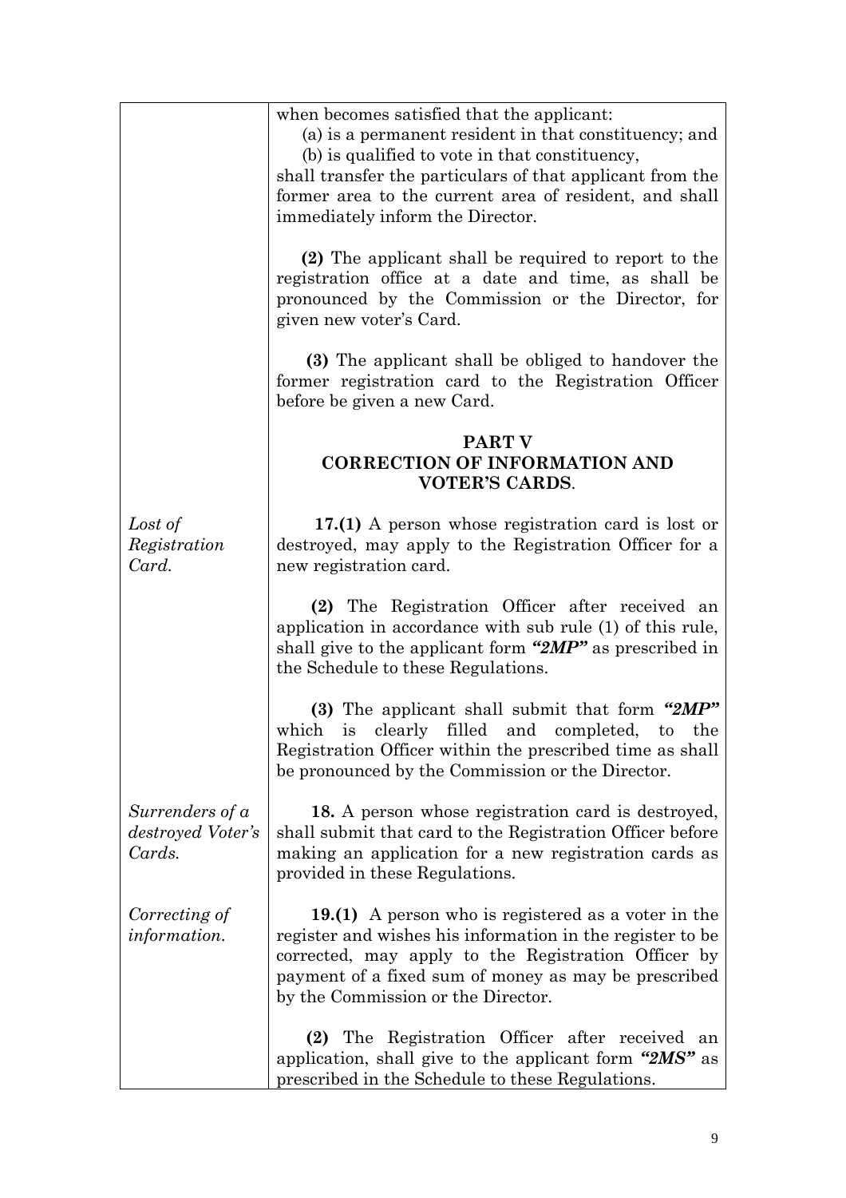when becomes satisfied that the applicant:

(a) is a permanent resident in that constituency; and

(b) is qualified to vote in that constituency,

shall transfer the particulars of that applicant from the former area to the current area of resident, and shall immediately inform the Director.

**(2)** The applicant shall be required to report to the registration office at a date and time, as shall be pronounced by the Commission or the Director, for given new voter's Card.

**(3)** The applicant shall be obliged to handover the former registration card to the Registration Officer before be given a new Card.

## PART V
## CORRECTION OF INFORMATION AND VOTER'S CARDS.

*Lost of Registration Card.*

**17.(1)** A person whose registration card is lost or destroyed, may apply to the Registration Officer for a new registration card.

**(2)** The Registration Officer after received an application in accordance with sub rule (1) of this rule, shall give to the applicant form ***"2MP"*** as prescribed in the Schedule to these Regulations.

**(3)** The applicant shall submit that form ***"2MP"*** which is clearly filled and completed, to the Registration Officer within the prescribed time as shall be pronounced by the Commission or the Director.

*Surrenders of a destroyed Voter's Cards.*

**18.** A person whose registration card is destroyed, shall submit that card to the Registration Officer before making an application for a new registration cards as provided in these Regulations.

*Correcting of information.*

**19.(1)** A person who is registered as a voter in the register and wishes his information in the register to be corrected, may apply to the Registration Officer by payment of a fixed sum of money as may be prescribed by the Commission or the Director.

**(2)** The Registration Officer after received an application, shall give to the applicant form ***"2MS"*** as prescribed in the Schedule to these Regulations.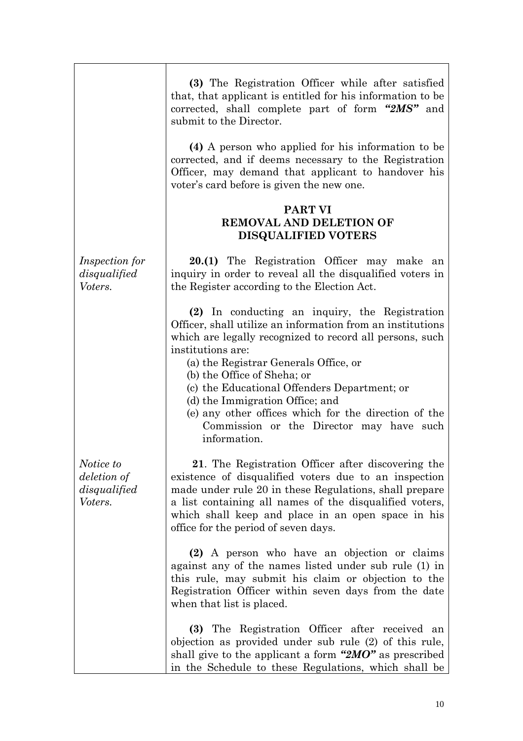**(3)** The Registration Officer while after satisfied that, that applicant is entitled for his information to be corrected, shall complete part of form ***"2MS"*** and submit to the Director.

**(4)** A person who applied for his information to be corrected, and if deems necessary to the Registration Officer, may demand that applicant to handover his voter's card before is given the new one.

## PART VI
## REMOVAL AND DELETION OF DISQUALIFIED VOTERS

*Inspection for disqualified Voters.*

**20.(1)** The Registration Officer may make an inquiry in order to reveal all the disqualified voters in the Register according to the Election Act.

**(2)** In conducting an inquiry, the Registration Officer, shall utilize an information from an institutions which are legally recognized to record all persons, such institutions are:

(a) the Registrar Generals Office, or
(b) the Office of Sheha; or
(c) the Educational Offenders Department; or
(d) the Immigration Office; and
(e) any other offices which for the direction of the Commission or the Director may have such information.

*Notice to deletion of disqualified Voters.*

**21**. The Registration Officer after discovering the existence of disqualified voters due to an inspection made under rule 20 in these Regulations, shall prepare a list containing all names of the disqualified voters, which shall keep and place in an open space in his office for the period of seven days.

**(2)** A person who have an objection or claims against any of the names listed under sub rule (1) in this rule, may submit his claim or objection to the Registration Officer within seven days from the date when that list is placed.

**(3)** The Registration Officer after received an objection as provided under sub rule (2) of this rule, shall give to the applicant a form ***"2MO"*** as prescribed in the Schedule to these Regulations, which shall be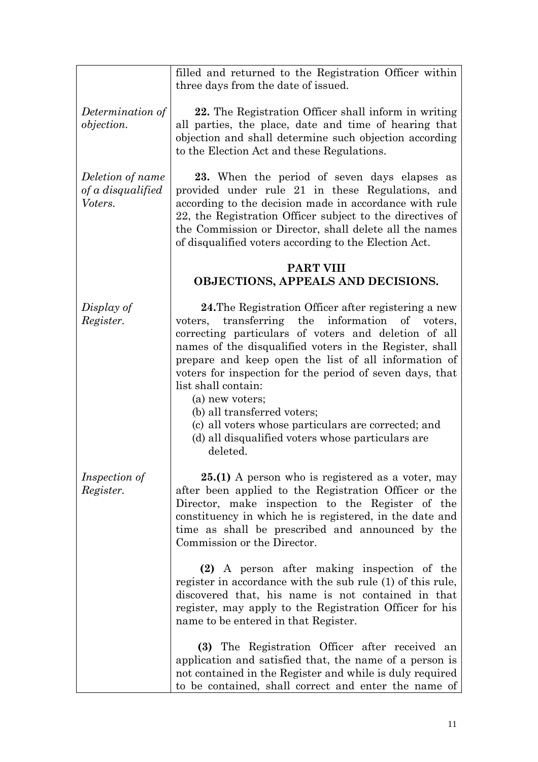| | |
|---|---|
| | filled and returned to the Registration Officer within three days from the date of issued. |
| *Determination of objection.* | **22.** The Registration Officer shall inform in writing all parties, the place, date and time of hearing that objection and shall determine such objection according to the Election Act and these Regulations. |
| *Deletion of name of a disqualified Voters.* | **23.** When the period of seven days elapses as provided under rule 21 in these Regulations, and according to the decision made in accordance with rule 22, the Registration Officer subject to the directives of the Commission or Director, shall delete all the names of disqualified voters according to the Election Act. |
| | **PART VIII**<br>**OBJECTIONS, APPEALS AND DECISIONS.** |
| *Display of Register.* | **24.**The Registration Officer after registering a new voters, transferring the information of voters, correcting particulars of voters and deletion of all names of the disqualified voters in the Register, shall prepare and keep open the list of all information of voters for inspection for the period of seven days, that list shall contain:<br>(a) new voters;<br>(b) all transferred voters;<br>(c) all voters whose particulars are corrected; and<br>(d) all disqualified voters whose particulars are deleted. |
| *Inspection of Register.* | **25.(1)** A person who is registered as a voter, may after been applied to the Registration Officer or the Director, make inspection to the Register of the constituency in which he is registered, in the date and time as shall be prescribed and announced by the Commission or the Director.<br><br>**(2)** A person after making inspection of the register in accordance with the sub rule (1) of this rule, discovered that, his name is not contained in that register, may apply to the Registration Officer for his name to be entered in that Register.<br><br>**(3)** The Registration Officer after received an application and satisfied that, the name of a person is not contained in the Register and while is duly required to be contained, shall correct and enter the name of |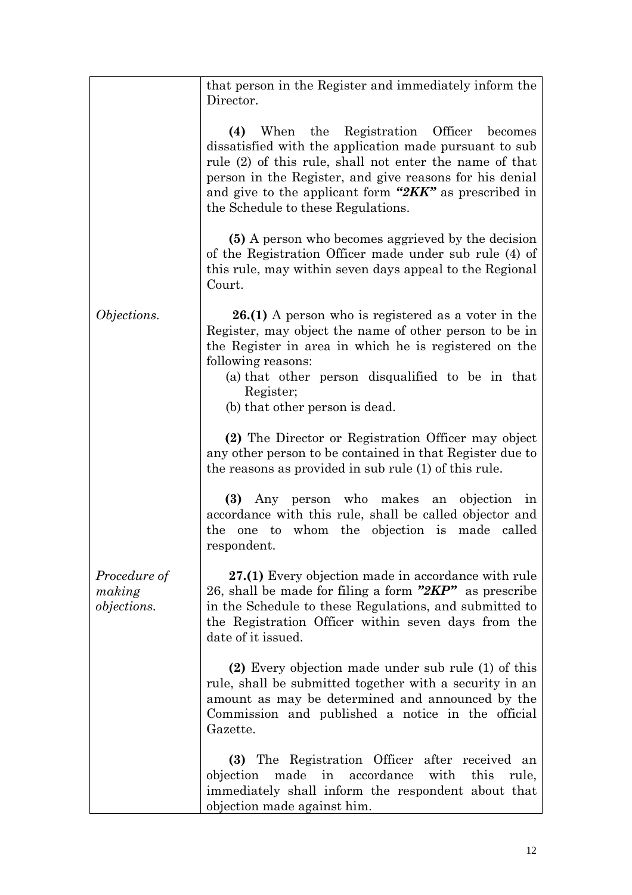| | |
|---|---|
| | that person in the Register and immediately inform the Director. |
| | **(4)** When the Registration Officer becomes dissatisfied with the application made pursuant to sub rule (2) of this rule, shall not enter the name of that person in the Register, and give reasons for his denial and give to the applicant form ***"2KK"*** as prescribed in the Schedule to these Regulations. |
| | **(5)** A person who becomes aggrieved by the decision of the Registration Officer made under sub rule (4) of this rule, may within seven days appeal to the Regional Court. |
| *Objections.* | **26.(1)** A person who is registered as a voter in the Register, may object the name of other person to be in the Register in area in which he is registered on the following reasons:<br>(a) that other person disqualified to be in that Register;<br>(b) that other person is dead. |
| | **(2)** The Director or Registration Officer may object any other person to be contained in that Register due to the reasons as provided in sub rule (1) of this rule. |
| | **(3)** Any person who makes an objection in accordance with this rule, shall be called objector and the one to whom the objection is made called respondent. |
| *Procedure of making objections.* | **27.(1)** Every objection made in accordance with rule 26, shall be made for filing a form ***"2KP"*** as prescribe in the Schedule to these Regulations, and submitted to the Registration Officer within seven days from the date of it issued. |
| | **(2)** Every objection made under sub rule (1) of this rule, shall be submitted together with a security in an amount as may be determined and announced by the Commission and published a notice in the official Gazette. |
| | **(3)** The Registration Officer after received an objection made in accordance with this rule, immediately shall inform the respondent about that objection made against him. |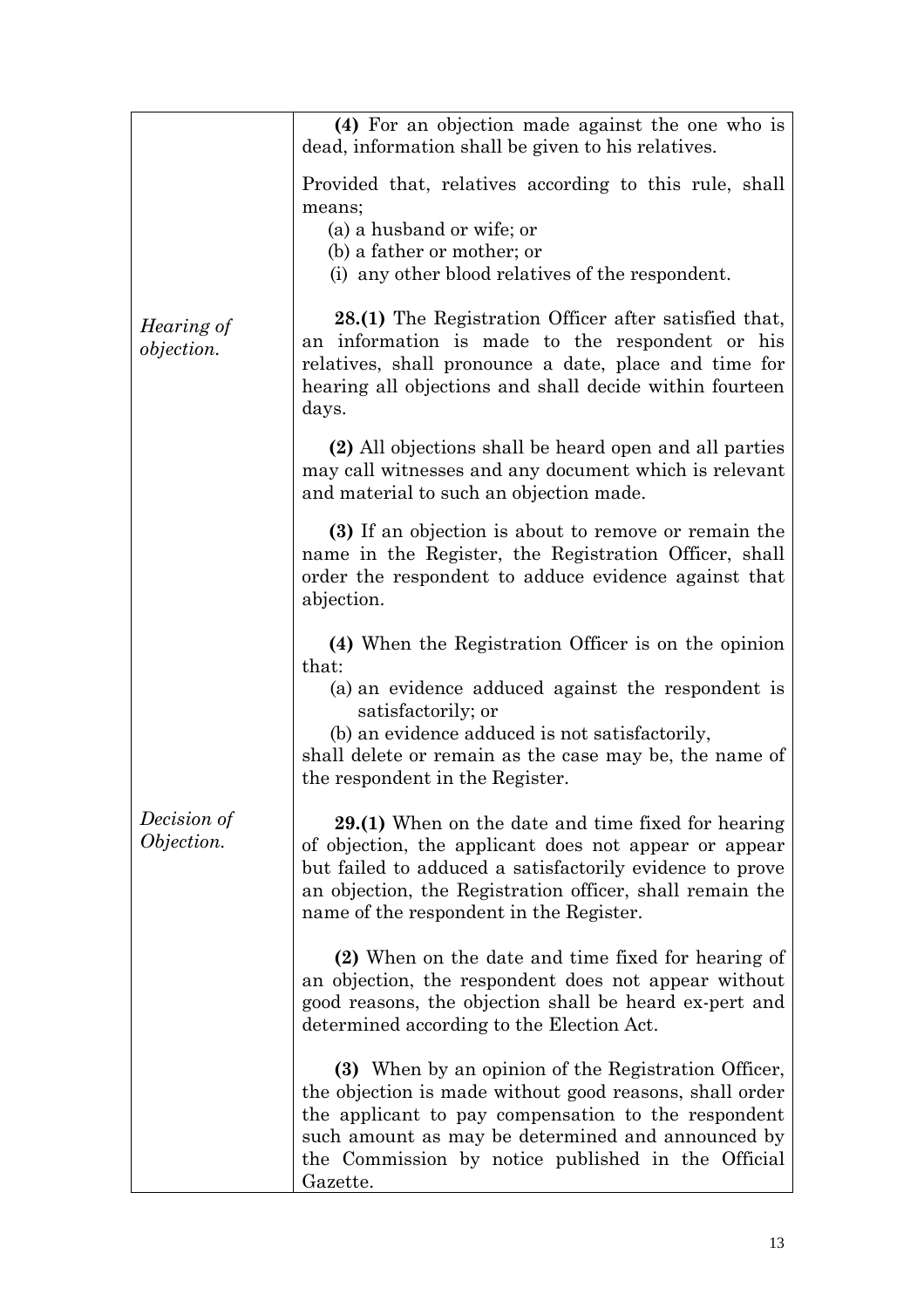**(4)** For an objection made against the one who is dead, information shall be given to his relatives.

Provided that, relatives according to this rule, shall means;

(a) a husband or wife; or
(b) a father or mother; or
(i) any other blood relatives of the respondent.

*Hearing of objection.*

**28.(1)** The Registration Officer after satisfied that, an information is made to the respondent or his relatives, shall pronounce a date, place and time for hearing all objections and shall decide within fourteen days.

**(2)** All objections shall be heard open and all parties may call witnesses and any document which is relevant and material to such an objection made.

**(3)** If an objection is about to remove or remain the name in the Register, the Registration Officer, shall order the respondent to adduce evidence against that abjection.

**(4)** When the Registration Officer is on the opinion that:

(a) an evidence adduced against the respondent is satisfactorily; or
(b) an evidence adduced is not satisfactorily,

shall delete or remain as the case may be, the name of the respondent in the Register.

*Decision of Objection.*

**29.(1)** When on the date and time fixed for hearing of objection, the applicant does not appear or appear but failed to adduced a satisfactorily evidence to prove an objection, the Registration officer, shall remain the name of the respondent in the Register.

**(2)** When on the date and time fixed for hearing of an objection, the respondent does not appear without good reasons, the objection shall be heard ex-pert and determined according to the Election Act.

**(3)** When by an opinion of the Registration Officer, the objection is made without good reasons, shall order the applicant to pay compensation to the respondent such amount as may be determined and announced by the Commission by notice published in the Official Gazette.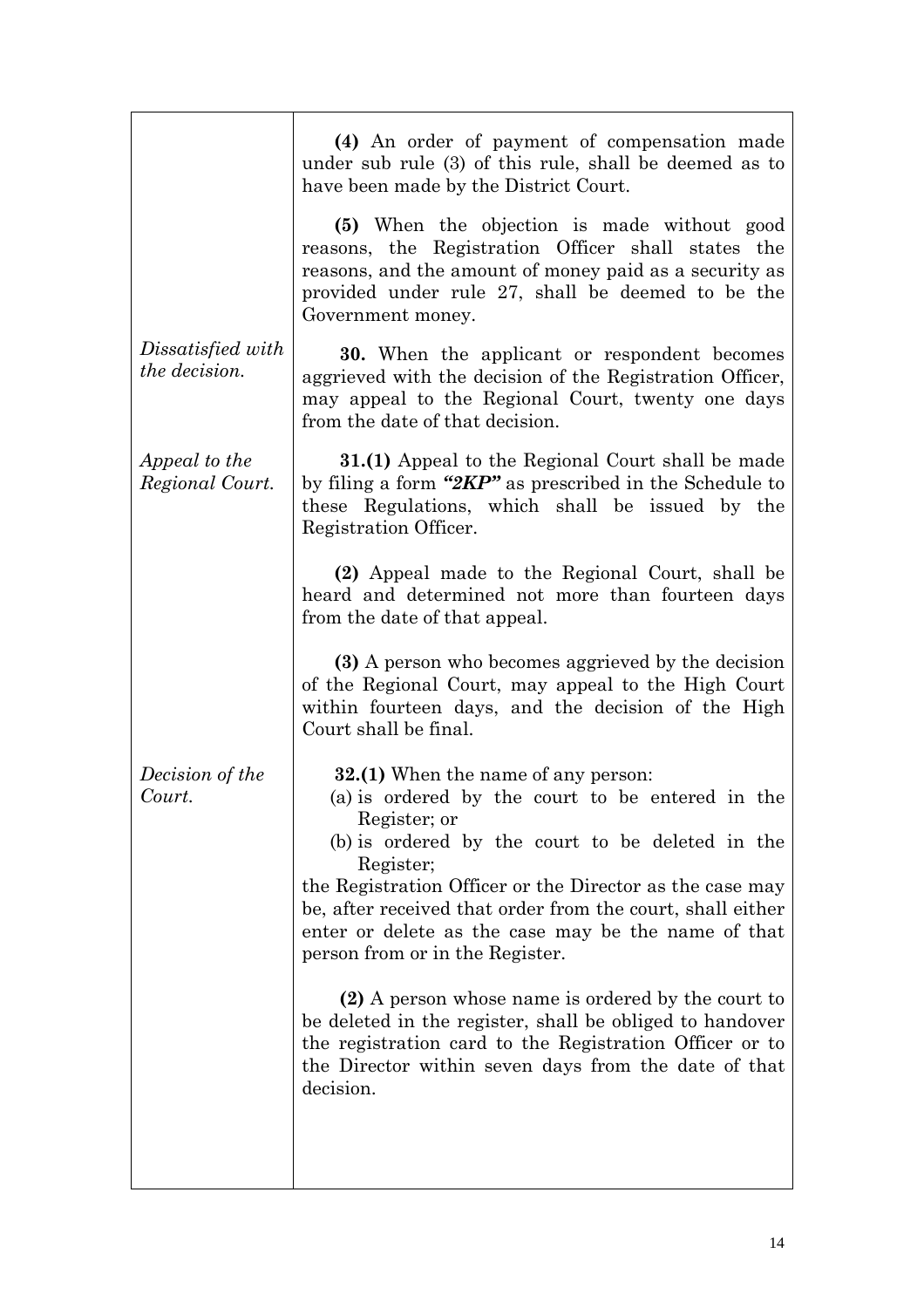**(4)** An order of payment of compensation made under sub rule (3) of this rule, shall be deemed as to have been made by the District Court.

**(5)** When the objection is made without good reasons, the Registration Officer shall states the reasons, and the amount of money paid as a security as provided under rule 27, shall be deemed to be the Government money.

*Dissatisfied with the decision.*

**30.** When the applicant or respondent becomes aggrieved with the decision of the Registration Officer, may appeal to the Regional Court, twenty one days from the date of that decision.

*Appeal to the Regional Court.*

**31.(1)** Appeal to the Regional Court shall be made by filing a form ***"2KP"*** as prescribed in the Schedule to these Regulations, which shall be issued by the Registration Officer.

**(2)** Appeal made to the Regional Court, shall be heard and determined not more than fourteen days from the date of that appeal.

**(3)** A person who becomes aggrieved by the decision of the Regional Court, may appeal to the High Court within fourteen days, and the decision of the High Court shall be final.

*Decision of the Court.*

**32.(1)** When the name of any person:

(a) is ordered by the court to be entered in the Register; or

(b) is ordered by the court to be deleted in the Register;

the Registration Officer or the Director as the case may be, after received that order from the court, shall either enter or delete as the case may be the name of that person from or in the Register.

**(2)** A person whose name is ordered by the court to be deleted in the register, shall be obliged to handover the registration card to the Registration Officer or to the Director within seven days from the date of that decision.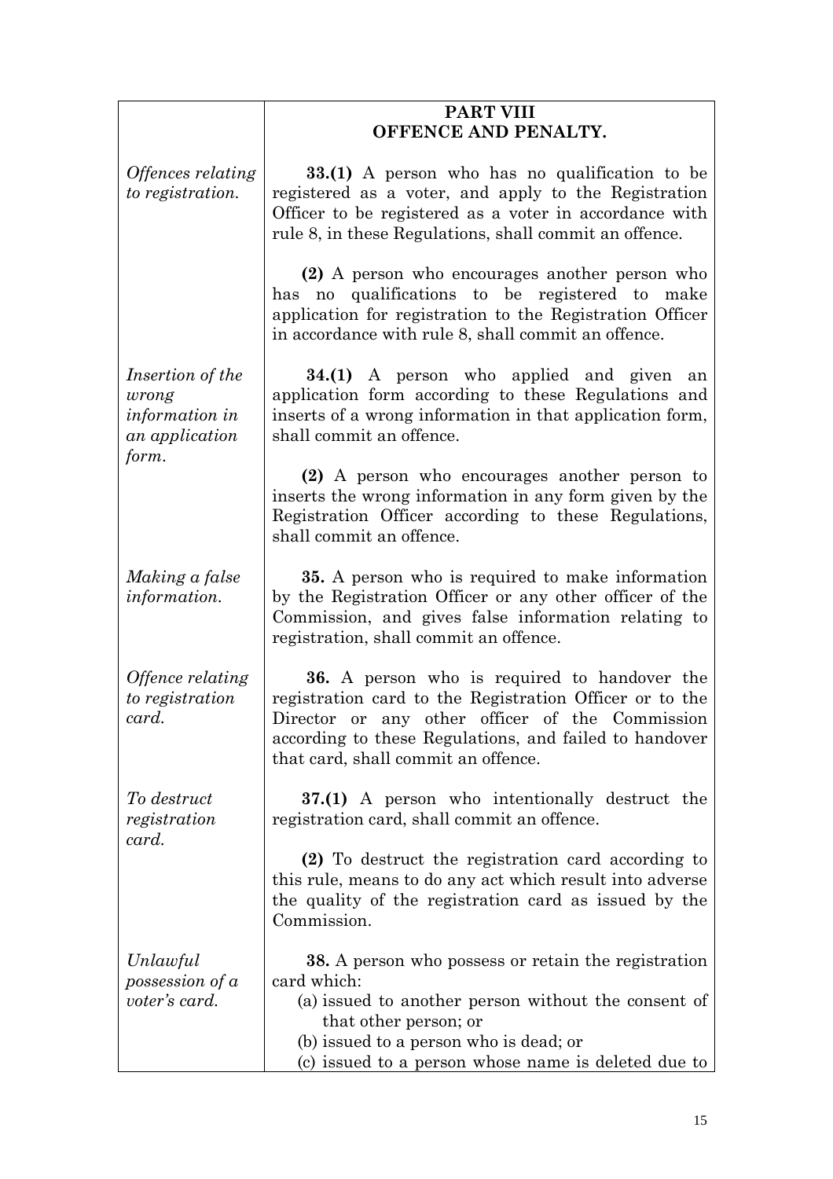## PART VIII
## OFFENCE AND PENALTY.

*Offences relating to registration.*

**33.(1)** A person who has no qualification to be registered as a voter, and apply to the Registration Officer to be registered as a voter in accordance with rule 8, in these Regulations, shall commit an offence.

**(2)** A person who encourages another person who has no qualifications to be registered to make application for registration to the Registration Officer in accordance with rule 8, shall commit an offence.

*Insertion of the wrong information in an application form.*

**34.(1)** A person who applied and given an application form according to these Regulations and inserts of a wrong information in that application form, shall commit an offence.

**(2)** A person who encourages another person to inserts the wrong information in any form given by the Registration Officer according to these Regulations, shall commit an offence.

*Making a false information.*

**35.** A person who is required to make information by the Registration Officer or any other officer of the Commission, and gives false information relating to registration, shall commit an offence.

*Offence relating to registration card.*

**36.** A person who is required to handover the registration card to the Registration Officer or to the Director or any other officer of the Commission according to these Regulations, and failed to handover that card, shall commit an offence.

*To destruct registration card.*

**37.(1)** A person who intentionally destruct the registration card, shall commit an offence.

**(2)** To destruct the registration card according to this rule, means to do any act which result into adverse the quality of the registration card as issued by the Commission.

*Unlawful possession of a voter's card.*

**38.** A person who possess or retain the registration card which:

(a) issued to another person without the consent of that other person; or
(b) issued to a person who is dead; or
(c) issued to a person whose name is deleted due to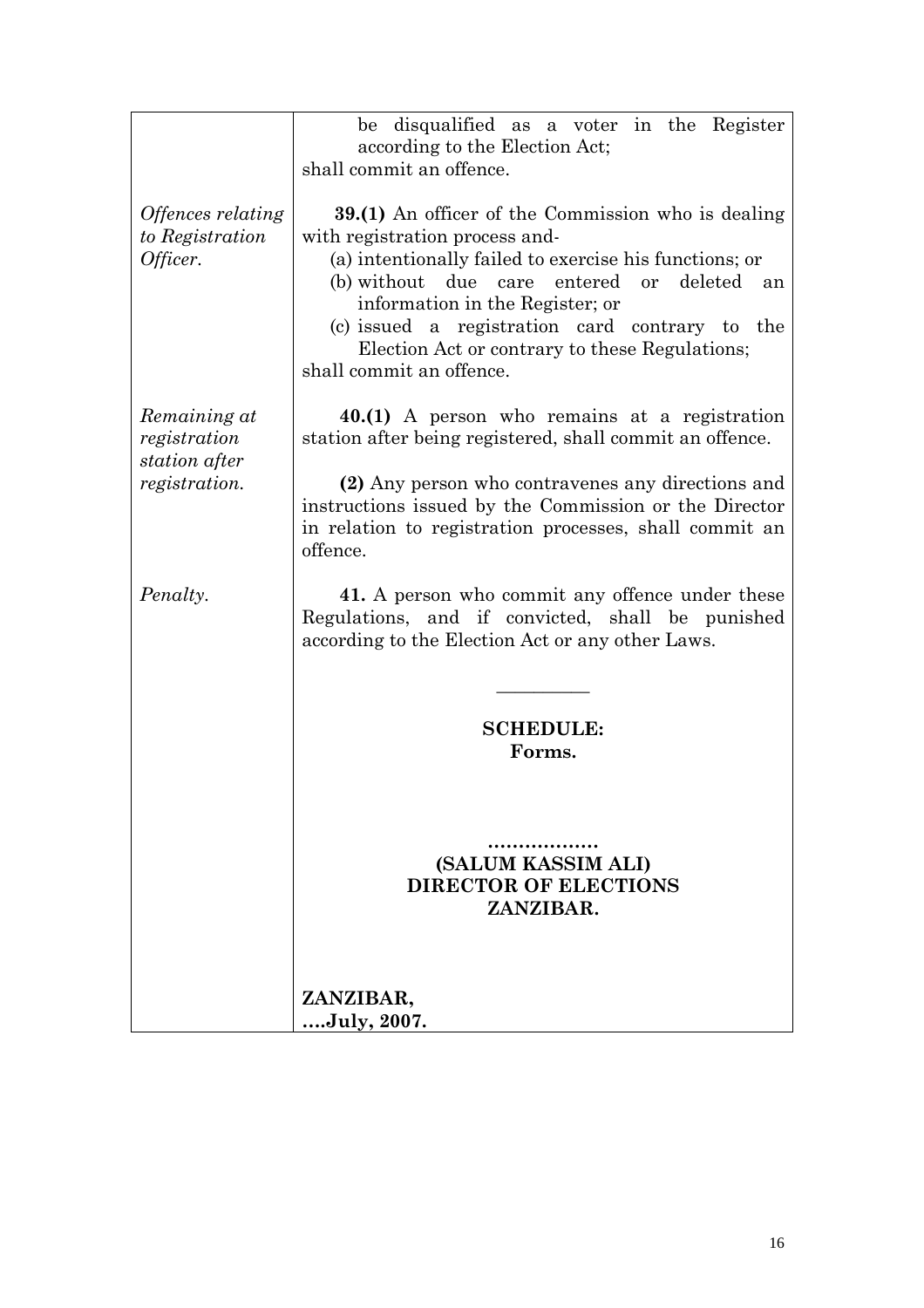be disqualified as a voter in the Register according to the Election Act;

shall commit an offence.

*Offences relating to Registration Officer.*

**39.(1)** An officer of the Commission who is dealing with registration process and-

(a) intentionally failed to exercise his functions; or

(b) without due care entered or deleted an information in the Register; or

(c) issued a registration card contrary to the Election Act or contrary to these Regulations;

shall commit an offence.

*Remaining at registration station after registration.*

**40.(1)** A person who remains at a registration station after being registered, shall commit an offence.

**(2)** Any person who contravenes any directions and instructions issued by the Commission or the Director in relation to registration processes, shall commit an offence.

*Penalty.*

**41.** A person who commit any offence under these Regulations, and if convicted, shall be punished according to the Election Act or any other Laws.

---

**SCHEDULE:**
**Forms.**

………………
**(SALUM KASSIM ALI)**
**DIRECTOR OF ELECTIONS**
**ZANZIBAR.**

**ZANZIBAR,**
**….July, 2007.**